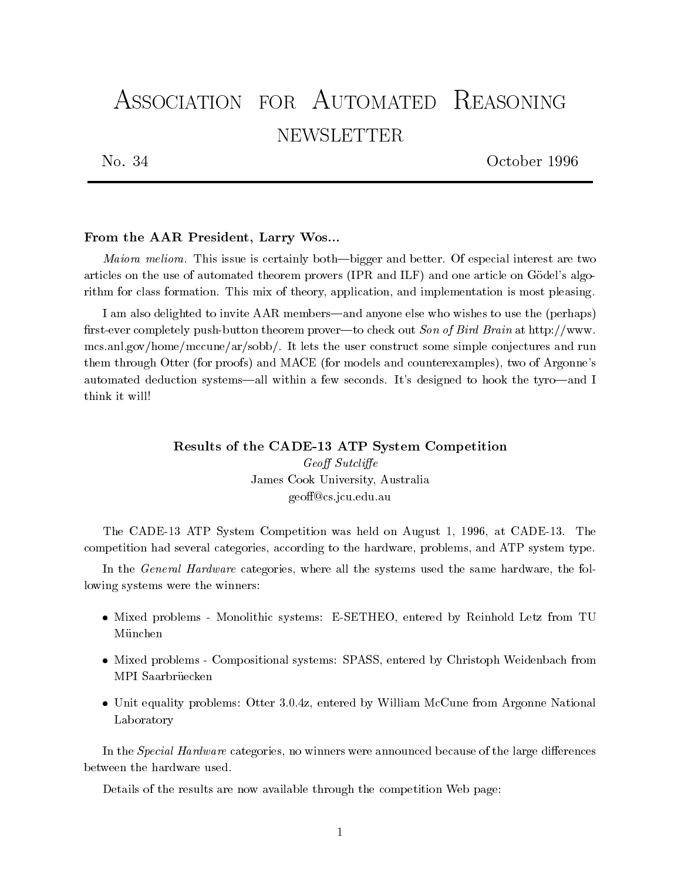# Association for Automated Reasoning

## NEWSLETTER

No. 34 October 1996

---

### From the AAR President, Larry Wos...

*Maiora meliora.* This issue is certainly both—bigger and better. Of especial interest are two articles on the use of automated theorem provers (IPR and ILF) and one article on Gödel's algorithm for class formation. This mix of theory, application, and implementation is most pleasing.

I am also delighted to invite AAR members—and anyone else who wishes to use the (perhaps) first-ever completely push-button theorem prover—to check out *Son of Bird Brain* at http://www.mcs.anl.gov/home/mccune/ar/sobb/. It lets the user construct some simple conjectures and run them through Otter (for proofs) and MACE (for models and counterexamples), two of Argonne's automated deduction systems—all within a few seconds. It's designed to hook the tyro—and I think it will!

### Results of the CADE-13 ATP System Competition

*Geoff Sutcliffe*
James Cook University, Australia
geoff@cs.jcu.edu.au

The CADE-13 ATP System Competition was held on August 1, 1996, at CADE-13. The competition had several categories, according to the hardware, problems, and ATP system type.

In the *General Hardware* categories, where all the systems used the same hardware, the following systems were the winners:

- Mixed problems - Monolithic systems: E-SETHEO, entered by Reinhold Letz from TU München
- Mixed problems - Compositional systems: SPASS, entered by Christoph Weidenbach from MPI Saarbrüecken
- Unit equality problems: Otter 3.0.4z, entered by William McCune from Argonne National Laboratory

In the *Special Hardware* categories, no winners were announced because of the large differences between the hardware used.

Details of the results are now available through the competition Web page: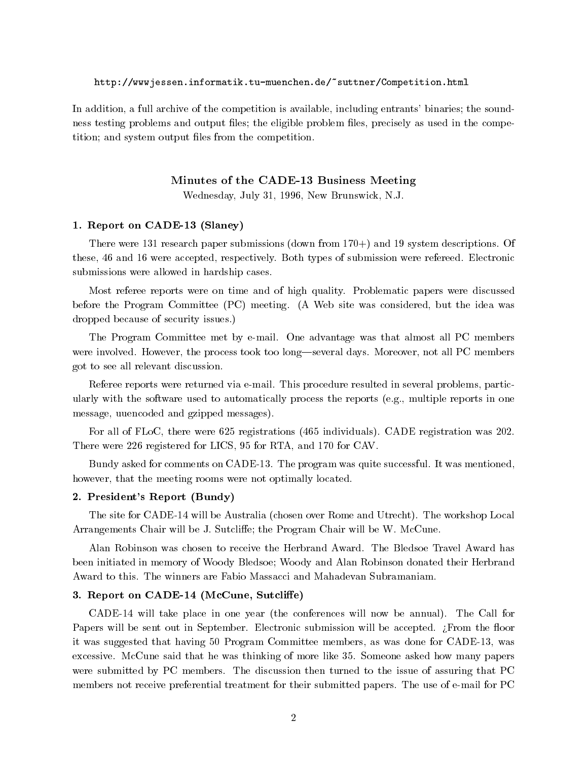http://wwwjessen.informatik.tu-muenchen.de/~suttner/Competition.html

In addition, a full archive of the competition is available, including entrants' binaries; the soundness testing problems and output files; the eligible problem files, precisely as used in the competition; and system output files from the competition.

## Minutes of the CADE-13 Business Meeting

Wednesday, July 31, 1996, New Brunswick, N.J.

### 1. Report on CADE-13 (Slaney)

There were 131 research paper submissions (down from 170+) and 19 system descriptions. Of these, 46 and 16 were accepted, respectively. Both types of submission were refereed. Electronic submissions were allowed in hardship cases.

Most referee reports were on time and of high quality. Problematic papers were discussed before the Program Committee (PC) meeting. (A Web site was considered, but the idea was dropped because of security issues.)

The Program Committee met by e-mail. One advantage was that almost all PC members were involved. However, the process took too long—several days. Moreover, not all PC members got to see all relevant discussion.

Referee reports were returned via e-mail. This procedure resulted in several problems, particularly with the software used to automatically process the reports (e.g., multiple reports in one message, uuencoded and gzipped messages).

For all of FLoC, there were 625 registrations (465 individuals). CADE registration was 202. There were 226 registered for LICS, 95 for RTA, and 170 for CAV.

Bundy asked for comments on CADE-13. The program was quite successful. It was mentioned, however, that the meeting rooms were not optimally located.

### 2. President's Report (Bundy)

The site for CADE-14 will be Australia (chosen over Rome and Utrecht). The workshop Local Arrangements Chair will be J. Sutcliffe; the Program Chair will be W. McCune.

Alan Robinson was chosen to receive the Herbrand Award. The Bledsoe Travel Award has been initiated in memory of Woody Bledsoe; Woody and Alan Robinson donated their Herbrand Award to this. The winners are Fabio Massacci and Mahadevan Subramaniam.

### 3. Report on CADE-14 (McCune, Sutcliffe)

CADE-14 will take place in one year (the conferences will now be annual). The Call for Papers will be sent out in September. Electronic submission will be accepted. ¿From the floor it was suggested that having 50 Program Committee members, as was done for CADE-13, was excessive. McCune said that he was thinking of more like 35. Someone asked how many papers were submitted by PC members. The discussion then turned to the issue of assuring that PC members not receive preferential treatment for their submitted papers. The use of e-mail for PC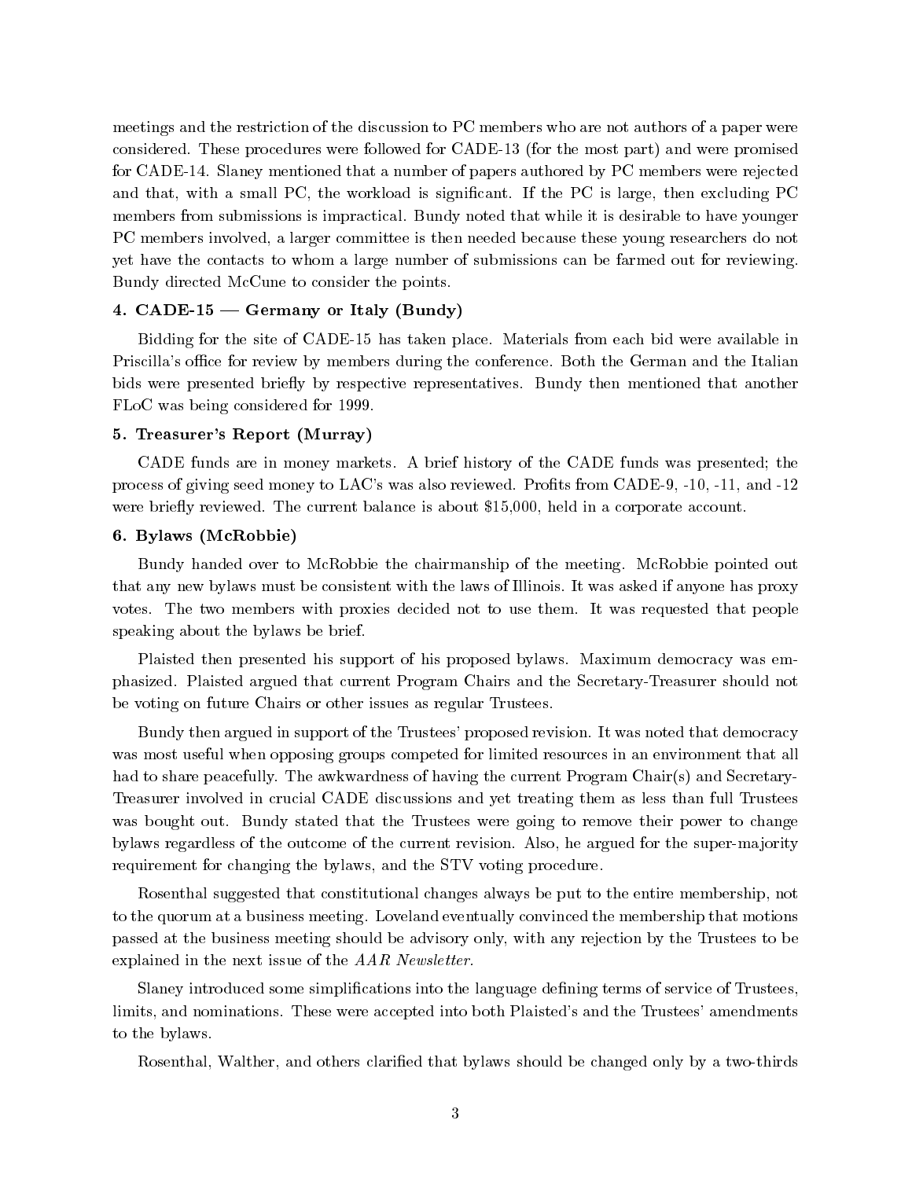meetings and the restriction of the discussion to PC members who are not authors of a paper were considered. These procedures were followed for CADE-13 (for the most part) and were promised for CADE-14. Slaney mentioned that a number of papers authored by PC members were rejected and that, with a small PC, the workload is significant. If the PC is large, then excluding PC members from submissions is impractical. Bundy noted that while it is desirable to have younger PC members involved, a larger committee is then needed because these young researchers do not yet have the contacts to whom a large number of submissions can be farmed out for reviewing. Bundy directed McCune to consider the points.

### 4. CADE-15 — Germany or Italy (Bundy)

Bidding for the site of CADE-15 has taken place. Materials from each bid were available in Priscilla's office for review by members during the conference. Both the German and the Italian bids were presented briefly by respective representatives. Bundy then mentioned that another FLoC was being considered for 1999.

### 5. Treasurer's Report (Murray)

CADE funds are in money markets. A brief history of the CADE funds was presented; the process of giving seed money to LAC's was also reviewed. Profits from CADE-9, -10, -11, and -12 were briefly reviewed. The current balance is about $15,000, held in a corporate account.

### 6. Bylaws (McRobbie)

Bundy handed over to McRobbie the chairmanship of the meeting. McRobbie pointed out that any new bylaws must be consistent with the laws of Illinois. It was asked if anyone has proxy votes. The two members with proxies decided not to use them. It was requested that people speaking about the bylaws be brief.

Plaisted then presented his support of his proposed bylaws. Maximum democracy was emphasized. Plaisted argued that current Program Chairs and the Secretary-Treasurer should not be voting on future Chairs or other issues as regular Trustees.

Bundy then argued in support of the Trustees' proposed revision. It was noted that democracy was most useful when opposing groups competed for limited resources in an environment that all had to share peacefully. The awkwardness of having the current Program Chair(s) and Secretary-Treasurer involved in crucial CADE discussions and yet treating them as less than full Trustees was bought out. Bundy stated that the Trustees were going to remove their power to change bylaws regardless of the outcome of the current revision. Also, he argued for the super-majority requirement for changing the bylaws, and the STV voting procedure.

Rosenthal suggested that constitutional changes always be put to the entire membership, not to the quorum at a business meeting. Loveland eventually convinced the membership that motions passed at the business meeting should be advisory only, with any rejection by the Trustees to be explained in the next issue of the *AAR Newsletter*.

Slaney introduced some simplifications into the language defining terms of service of Trustees, limits, and nominations. These were accepted into both Plaisted's and the Trustees' amendments to the bylaws.

Rosenthal, Walther, and others clarified that bylaws should be changed only by a two-thirds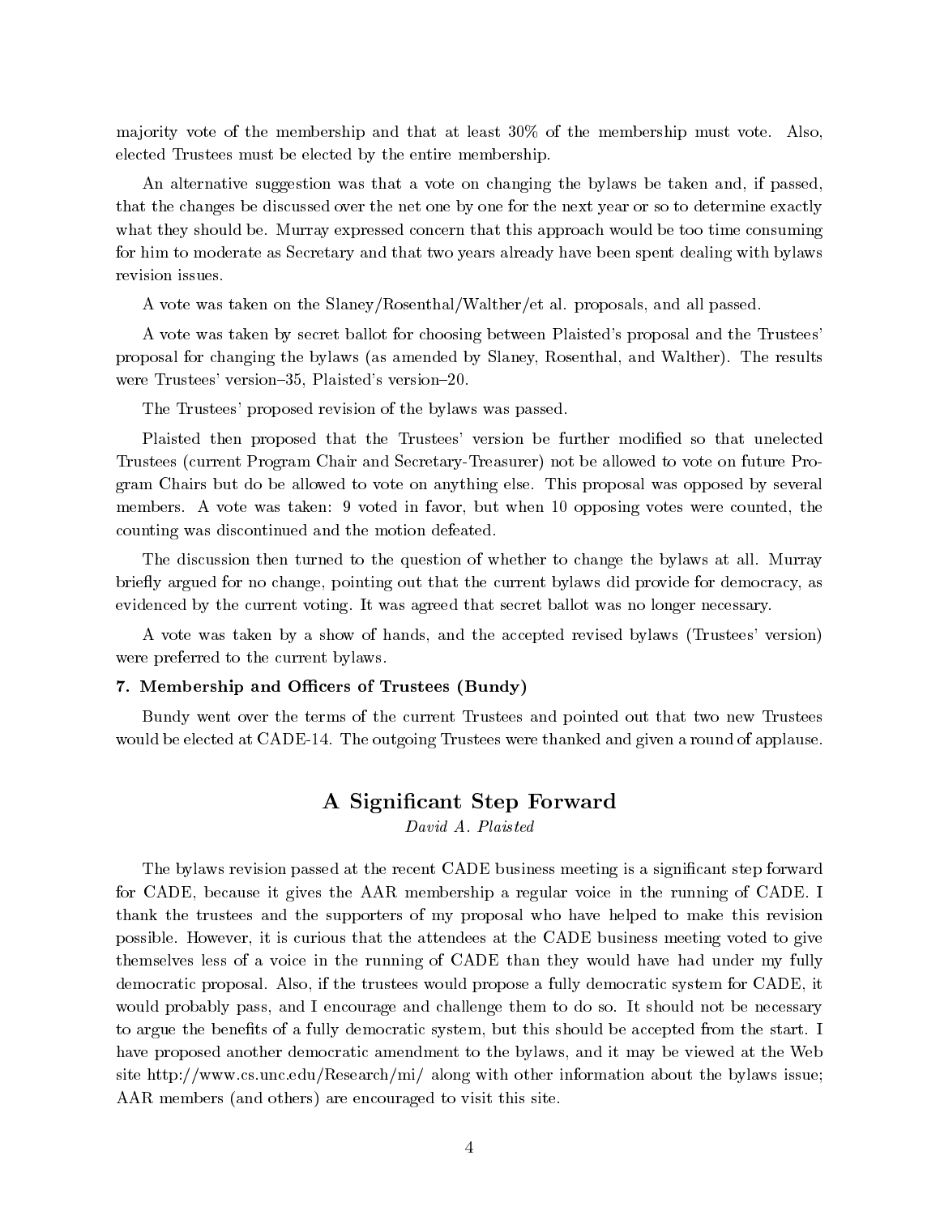majority vote of the membership and that at least 30% of the membership must vote. Also, elected Trustees must be elected by the entire membership.

An alternative suggestion was that a vote on changing the bylaws be taken and, if passed, that the changes be discussed over the net one by one for the next year or so to determine exactly what they should be. Murray expressed concern that this approach would be too time consuming for him to moderate as Secretary and that two years already have been spent dealing with bylaws revision issues.

A vote was taken on the Slaney/Rosenthal/Walther/et al. proposals, and all passed.

A vote was taken by secret ballot for choosing between Plaisted's proposal and the Trustees' proposal for changing the bylaws (as amended by Slaney, Rosenthal, and Walther). The results were Trustees' version–35, Plaisted's version–20.

The Trustees' proposed revision of the bylaws was passed.

Plaisted then proposed that the Trustees' version be further modified so that unelected Trustees (current Program Chair and Secretary-Treasurer) not be allowed to vote on future Program Chairs but do be allowed to vote on anything else. This proposal was opposed by several members. A vote was taken: 9 voted in favor, but when 10 opposing votes were counted, the counting was discontinued and the motion defeated.

The discussion then turned to the question of whether to change the bylaws at all. Murray briefly argued for no change, pointing out that the current bylaws did provide for democracy, as evidenced by the current voting. It was agreed that secret ballot was no longer necessary.

A vote was taken by a show of hands, and the accepted revised bylaws (Trustees' version) were preferred to the current bylaws.

**7. Membership and Officers of Trustees (Bundy)**

Bundy went over the terms of the current Trustees and pointed out that two new Trustees would be elected at CADE-14. The outgoing Trustees were thanked and given a round of applause.

## A Significant Step Forward

*David A. Plaisted*

The bylaws revision passed at the recent CADE business meeting is a significant step forward for CADE, because it gives the AAR membership a regular voice in the running of CADE. I thank the trustees and the supporters of my proposal who have helped to make this revision possible. However, it is curious that the attendees at the CADE business meeting voted to give themselves less of a voice in the running of CADE than they would have had under my fully democratic proposal. Also, if the trustees would propose a fully democratic system for CADE, it would probably pass, and I encourage and challenge them to do so. It should not be necessary to argue the benefits of a fully democratic system, but this should be accepted from the start. I have proposed another democratic amendment to the bylaws, and it may be viewed at the Web site http://www.cs.unc.edu/Research/mi/ along with other information about the bylaws issue; AAR members (and others) are encouraged to visit this site.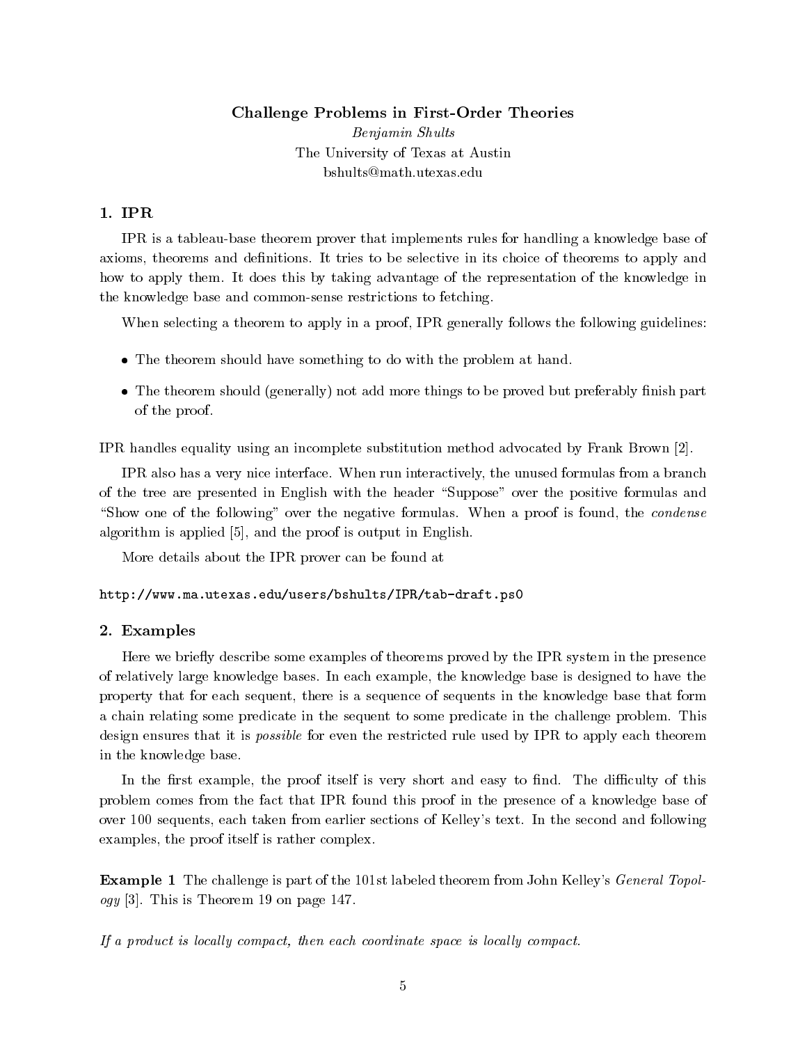# Challenge Problems in First-Order Theories

*Benjamin Shults*
The University of Texas at Austin
bshults@math.utexas.edu

## 1. IPR

IPR is a tableau-base theorem prover that implements rules for handling a knowledge base of axioms, theorems and definitions. It tries to be selective in its choice of theorems to apply and how to apply them. It does this by taking advantage of the representation of the knowledge in the knowledge base and common-sense restrictions to fetching.

When selecting a theorem to apply in a proof, IPR generally follows the following guidelines:

- The theorem should have something to do with the problem at hand.
- The theorem should (generally) not add more things to be proved but preferably finish part of the proof.

IPR handles equality using an incomplete substitution method advocated by Frank Brown [2].

IPR also has a very nice interface. When run interactively, the unused formulas from a branch of the tree are presented in English with the header "Suppose" over the positive formulas and "Show one of the following" over the negative formulas. When a proof is found, the *condense* algorithm is applied [5], and the proof is output in English.

More details about the IPR prover can be found at

`http://www.ma.utexas.edu/users/bshults/IPR/tab-draft.ps0`

## 2. Examples

Here we briefly describe some examples of theorems proved by the IPR system in the presence of relatively large knowledge bases. In each example, the knowledge base is designed to have the property that for each sequent, there is a sequence of sequents in the knowledge base that form a chain relating some predicate in the sequent to some predicate in the challenge problem. This design ensures that it is *possible* for even the restricted rule used by IPR to apply each theorem in the knowledge base.

In the first example, the proof itself is very short and easy to find. The difficulty of this problem comes from the fact that IPR found this proof in the presence of a knowledge base of over 100 sequents, each taken from earlier sections of Kelley's text. In the second and following examples, the proof itself is rather complex.

**Example 1** The challenge is part of the 101st labeled theorem from John Kelley's *General Topology* [3]. This is Theorem 19 on page 147.

*If a product is locally compact, then each coordinate space is locally compact.*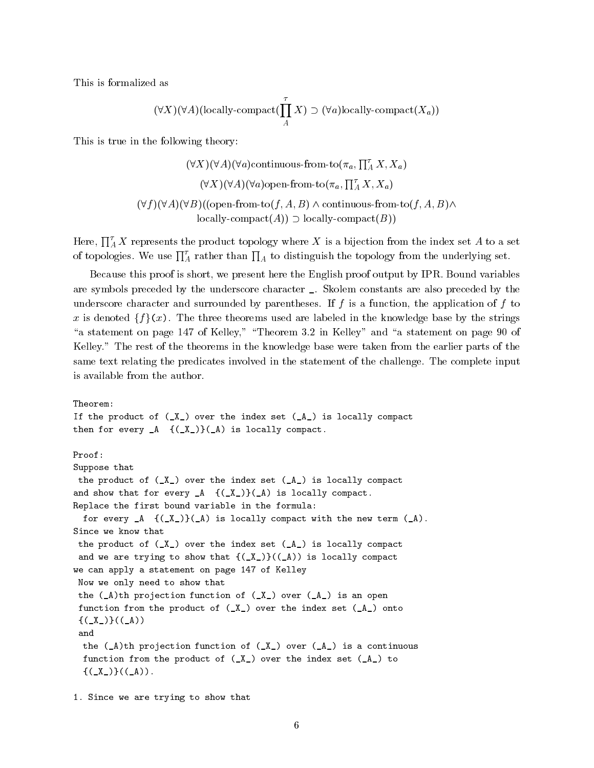This is formalized as

$$(\forall X)(\forall A)(\text{locally-compact}(\prod_A^{\tau} X) \supset (\forall a)\text{locally-compact}(X_a))$$

This is true in the following theory:

$$(\forall X)(\forall A)(\forall a)\text{continuous-from-to}(\pi_a, \textstyle\prod_A^{\tau} X, X_a)$$

$$(\forall X)(\forall A)(\forall a)\text{open-from-to}(\pi_a, \textstyle\prod_A^{\tau} X, X_a)$$

$$(\forall f)(\forall A)(\forall B)((\text{open-from-to}(f, A, B) \wedge \text{continuous-from-to}(f, A, B) \wedge \\ \text{locally-compact}(A)) \supset \text{locally-compact}(B))$$

Here, $\prod_A^{\tau} X$ represents the product topology where $X$ is a bijection from the index set $A$ to a set of topologies. We use $\prod_A^{\tau}$ rather than $\prod_A$ to distinguish the topology from the underlying set.

Because this proof is short, we present here the English proof output by IPR. Bound variables are symbols preceded by the underscore character _. Skolem constants are also preceded by the underscore character and surrounded by parentheses. If $f$ is a function, the application of $f$ to $x$ is denoted $\{f\}(x)$. The three theorems used are labeled in the knowledge base by the strings "a statement on page 147 of Kelley," "Theorem 3.2 in Kelley" and "a statement on page 90 of Kelley." The rest of the theorems in the knowledge base were taken from the earlier parts of the same text relating the predicates involved in the statement of the challenge. The complete input is available from the author.

```
Theorem:
If the product of (_X_) over the index set (_A_) is locally compact
then for every _A  {(_X_)}(_A) is locally compact.

Proof:
Suppose that
 the product of (_X_) over the index set (_A_) is locally compact
and show that for every _A  {(_X_)}(_A) is locally compact.
Replace the first bound variable in the formula:
  for every _A  {(_X_)}(_A) is locally compact with the new term (_A).
Since we know that
 the product of (_X_) over the index set (_A_) is locally compact
 and we are trying to show that {(_X_)}((_A)) is locally compact
we can apply a statement on page 147 of Kelley
 Now we only need to show that
 the (_A)th projection function of (_X_) over (_A_) is an open
 function from the product of (_X_) over the index set (_A_) onto
 {(_X_)}((_A))
 and
  the (_A)th projection function of (_X_) over (_A_) is a continuous
  function from the product of (_X_) over the index set (_A_) to
  {(_X_)}((_A)).

1. Since we are trying to show that
```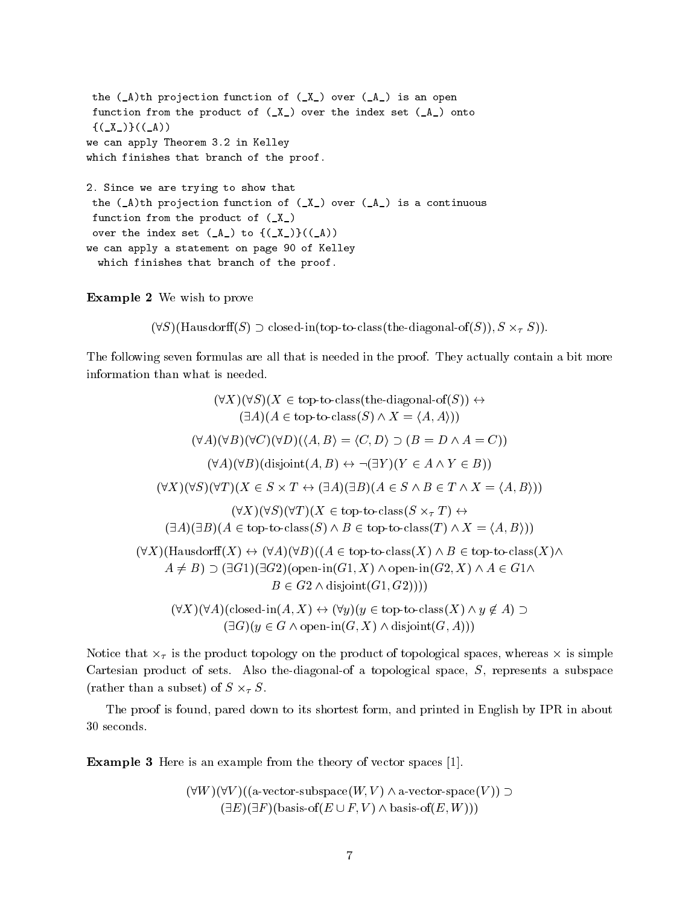```
 the (_A)th projection function of (_X_) over (_A_) is an open
 function from the product of (_X_) over the index set (_A_) onto
 {(_X_)}((_A))
we can apply Theorem 3.2 in Kelley
which finishes that branch of the proof.

2. Since we are trying to show that
 the (_A)th projection function of (_X_) over (_A_) is a continuous
 function from the product of (_X_)
 over the index set (_A_) to {(_X_)}((_A))
we can apply a statement on page 90 of Kelley
  which finishes that branch of the proof.
```

**Example 2** We wish to prove

$$(\forall S)(\text{Hausdorff}(S) \supset \text{closed-in}(\text{top-to-class}(\text{the-diagonal-of}(S)), S \times_\tau S)).$$

The following seven formulas are all that is needed in the proof. They actually contain a bit more information than what is needed.

$$(\forall X)(\forall S)(X \in \text{top-to-class}(\text{the-diagonal-of}(S)) \leftrightarrow$$
$$(\exists A)(A \in \text{top-to-class}(S) \wedge X = \langle A, A \rangle))$$

$$(\forall A)(\forall B)(\forall C)(\forall D)(\langle A, B \rangle = \langle C, D \rangle \supset (B = D \wedge A = C))$$

$$(\forall A)(\forall B)(\text{disjoint}(A, B) \leftrightarrow \neg(\exists Y)(Y \in A \wedge Y \in B))$$

$$(\forall X)(\forall S)(\forall T)(X \in S \times T \leftrightarrow (\exists A)(\exists B)(A \in S \wedge B \in T \wedge X = \langle A, B \rangle))$$

$$(\forall X)(\forall S)(\forall T)(X \in \text{top-to-class}(S \times_\tau T) \leftrightarrow$$
$$(\exists A)(\exists B)(A \in \text{top-to-class}(S) \wedge B \in \text{top-to-class}(T) \wedge X = \langle A, B \rangle))$$

$$(\forall X)(\text{Hausdorff}(X) \leftrightarrow (\forall A)(\forall B)((A \in \text{top-to-class}(X) \wedge B \in \text{top-to-class}(X) \wedge$$
$$A \neq B) \supset (\exists G1)(\exists G2)(\text{open-in}(G1, X) \wedge \text{open-in}(G2, X) \wedge A \in G1 \wedge$$
$$B \in G2 \wedge \text{disjoint}(G1, G2))))$$

$$(\forall X)(\forall A)(\text{closed-in}(A, X) \leftrightarrow (\forall y)(y \in \text{top-to-class}(X) \wedge y \notin A) \supset$$
$$(\exists G)(y \in G \wedge \text{open-in}(G, X) \wedge \text{disjoint}(G, A)))$$

Notice that $\times_\tau$ is the product topology on the product of topological spaces, whereas $\times$ is simple Cartesian product of sets. Also the-diagonal-of a topological space, $S$, represents a subspace (rather than a subset) of $S \times_\tau S$.

The proof is found, pared down to its shortest form, and printed in English by IPR in about 30 seconds.

**Example 3** Here is an example from the theory of vector spaces [1].

$$(\forall W)(\forall V)((\text{a-vector-subspace}(W, V) \wedge \text{a-vector-space}(V)) \supset$$
$$(\exists E)(\exists F)(\text{basis-of}(E \cup F, V) \wedge \text{basis-of}(E, W)))$$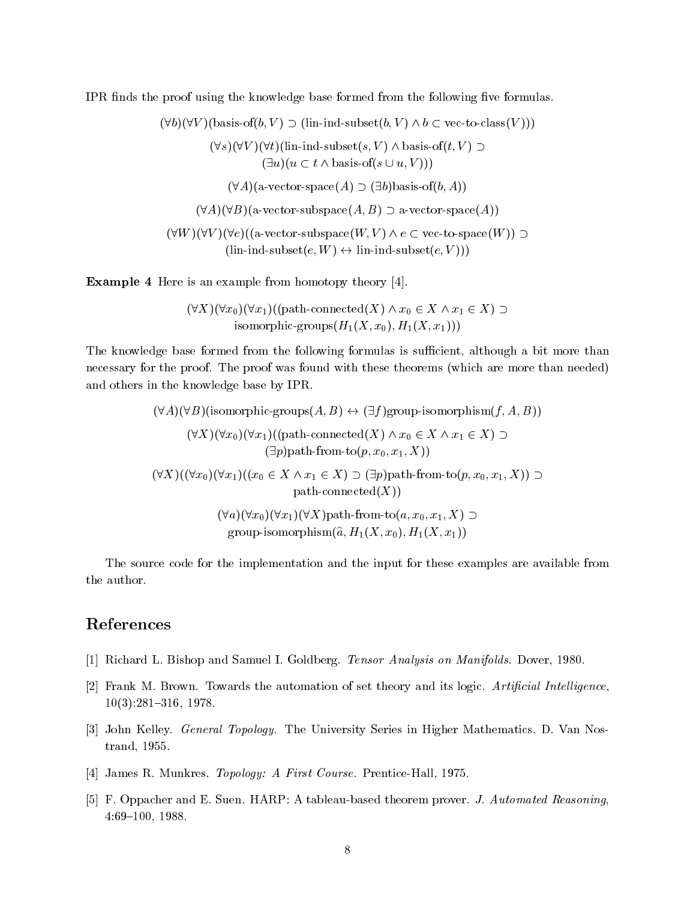IPR finds the proof using the knowledge base formed from the following five formulas.

$$(\forall b)(\forall V)(\text{basis-of}(b, V) \supset (\text{lin-ind-subset}(b, V) \wedge b \subset \text{vec-to-class}(V)))$$

$$(\forall s)(\forall V)(\forall t)(\text{lin-ind-subset}(s, V) \wedge \text{basis-of}(t, V) \supset \\ (\exists u)(u \subset t \wedge \text{basis-of}(s \cup u, V)))$$

$$(\forall A)(\text{a-vector-space}(A) \supset (\exists b)\text{basis-of}(b, A))$$

$$(\forall A)(\forall B)(\text{a-vector-subspace}(A, B) \supset \text{a-vector-space}(A))$$

$$(\forall W)(\forall V)(\forall e)((\text{a-vector-subspace}(W, V) \wedge e \subset \text{vec-to-space}(W)) \supset \\ (\text{lin-ind-subset}(e, W) \leftrightarrow \text{lin-ind-subset}(e, V)))$$

**Example 4** Here is an example from homotopy theory [4].

$$(\forall X)(\forall x_0)(\forall x_1)((\text{path-connected}(X) \wedge x_0 \in X \wedge x_1 \in X) \supset \\ \text{isomorphic-groups}(H_1(X, x_0), H_1(X, x_1)))$$

The knowledge base formed from the following formulas is sufficient, although a bit more than necessary for the proof. The proof was found with these theorems (which are more than needed) and others in the knowledge base by IPR.

$$(\forall A)(\forall B)(\text{isomorphic-groups}(A, B) \leftrightarrow (\exists f)\text{group-isomorphism}(f, A, B))$$

$$(\forall X)(\forall x_0)(\forall x_1)((\text{path-connected}(X) \wedge x_0 \in X \wedge x_1 \in X) \supset \\ (\exists p)\text{path-from-to}(p, x_0, x_1, X))$$

$$(\forall X)((\forall x_0)(\forall x_1)((x_0 \in X \wedge x_1 \in X) \supset (\exists p)\text{path-from-to}(p, x_0, x_1, X)) \supset \\ \text{path-connected}(X))$$

$$(\forall a)(\forall x_0)(\forall x_1)(\forall X)\text{path-from-to}(a, x_0, x_1, X) \supset \\ \text{group-isomorphism}(\widehat{a}, H_1(X, x_0), H_1(X, x_1))$$

The source code for the implementation and the input for these examples are available from the author.

## References

[1] Richard L. Bishop and Samuel I. Goldberg. *Tensor Analysis on Manifolds*. Dover, 1980.

[2] Frank M. Brown. Towards the automation of set theory and its logic. *Artificial Intelligence*, 10(3):281–316, 1978.

[3] John Kelley. *General Topology*. The University Series in Higher Mathematics. D. Van Nostrand, 1955.

[4] James R. Munkres. *Topology: A First Course*. Prentice-Hall, 1975.

[5] F. Oppacher and E. Suen. HARP: A tableau-based theorem prover. *J. Automated Reasoning*, 4:69–100, 1988.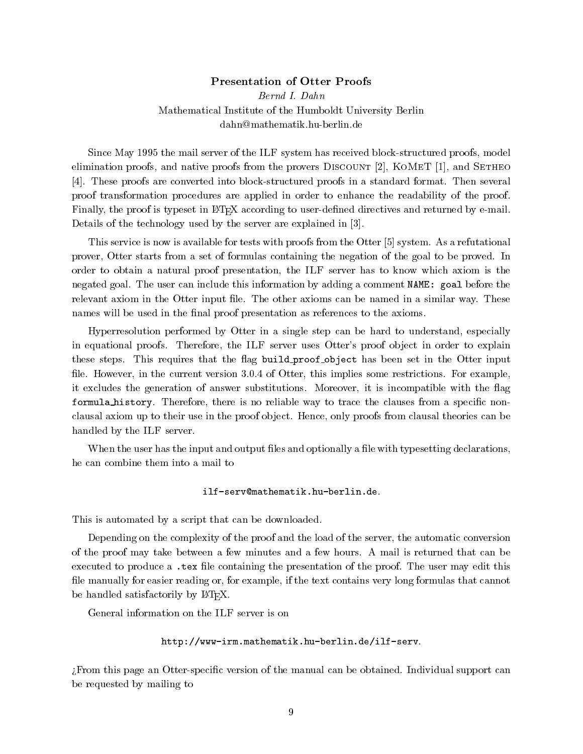## Presentation of Otter Proofs

*Bernd I. Dahn*

Mathematical Institute of the Humboldt University Berlin

dahn@mathematik.hu-berlin.de

Since May 1995 the mail server of the ILF system has received block-structured proofs, model elimination proofs, and native proofs from the provers DISCOUNT [2], KOMET [1], and SETHEO [4]. These proofs are converted into block-structured proofs in a standard format. Then several proof transformation procedures are applied in order to enhance the readability of the proof. Finally, the proof is typeset in LaTeX according to user-defined directives and returned by e-mail. Details of the technology used by the server are explained in [3].

This service is now is available for tests with proofs from the Otter [5] system. As a refutational prover, Otter starts from a set of formulas containing the negation of the goal to be proved. In order to obtain a natural proof presentation, the ILF server has to know which axiom is the negated goal. The user can include this information by adding a comment `NAME: goal` before the relevant axiom in the Otter input file. The other axioms can be named in a similar way. These names will be used in the final proof presentation as references to the axioms.

Hyperresolution performed by Otter in a single step can be hard to understand, especially in equational proofs. Therefore, the ILF server uses Otter's proof object in order to explain these steps. This requires that the flag `build_proof_object` has been set in the Otter input file. However, in the current version 3.0.4 of Otter, this implies some restrictions. For example, it excludes the generation of answer substitutions. Moreover, it is incompatible with the flag `formula_history`. Therefore, there is no reliable way to trace the clauses from a specific non-clausal axiom up to their use in the proof object. Hence, only proofs from clausal theories can be handled by the ILF server.

When the user has the input and output files and optionally a file with typesetting declarations, he can combine them into a mail to

`ilf-serv@mathematik.hu-berlin.de`.

This is automated by a script that can be downloaded.

Depending on the complexity of the proof and the load of the server, the automatic conversion of the proof may take between a few minutes and a few hours. A mail is returned that can be executed to produce a `.tex` file containing the presentation of the proof. The user may edit this file manually for easier reading or, for example, if the text contains very long formulas that cannot be handled satisfactorily by LaTeX.

General information on the ILF server is on

`http://www-irm.mathematik.hu-berlin.de/ilf-serv`.

¿From this page an Otter-specific version of the manual can be obtained. Individual support can be requested by mailing to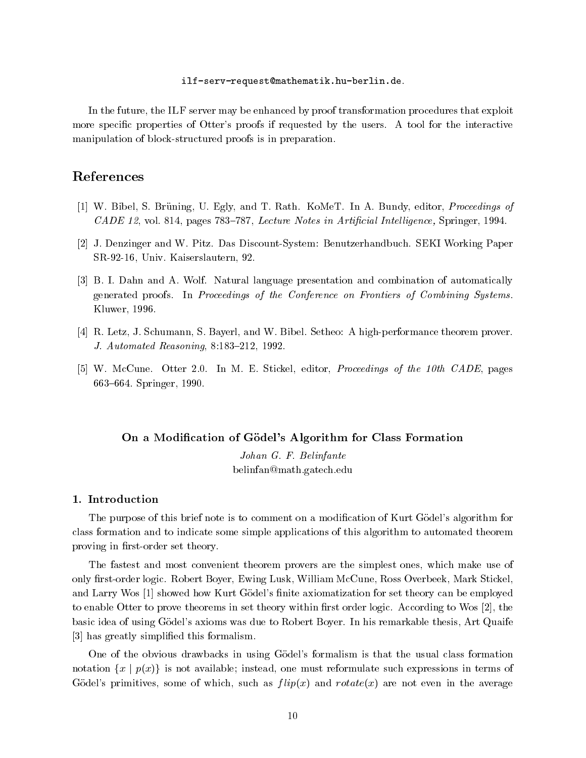`ilf-serv-request@mathematik.hu-berlin.de`.

In the future, the ILF server may be enhanced by proof transformation procedures that exploit more specific properties of Otter's proofs if requested by the users. A tool for the interactive manipulation of block-structured proofs is in preparation.

## References

[1] W. Bibel, S. Brüning, U. Egly, and T. Rath. KoMeT. In A. Bundy, editor, *Proceedings of CADE 12*, vol. 814, pages 783–787, *Lecture Notes in Artificial Intelligence,* Springer, 1994.

[2] J. Denzinger and W. Pitz. Das Discount-System: Benutzerhandbuch. SEKI Working Paper SR-92-16, Univ. Kaiserslautern, 92.

[3] B. I. Dahn and A. Wolf. Natural language presentation and combination of automatically generated proofs. In *Proceedings of the Conference on Frontiers of Combining Systems*. Kluwer, 1996.

[4] R. Letz, J. Schumann, S. Bayerl, and W. Bibel. Setheo: A high-performance theorem prover. *J. Automated Reasoning*, 8:183–212, 1992.

[5] W. McCune. Otter 2.0. In M. E. Stickel, editor, *Proceedings of the 10th CADE*, pages 663–664. Springer, 1990.

# On a Modification of Gödel's Algorithm for Class Formation

*Johan G. F. Belinfante*
belinfan@math.gatech.edu

### 1. Introduction

The purpose of this brief note is to comment on a modification of Kurt Gödel's algorithm for class formation and to indicate some simple applications of this algorithm to automated theorem proving in first-order set theory.

The fastest and most convenient theorem provers are the simplest ones, which make use of only first-order logic. Robert Boyer, Ewing Lusk, William McCune, Ross Overbeek, Mark Stickel, and Larry Wos [1] showed how Kurt Gödel's finite axiomatization for set theory can be employed to enable Otter to prove theorems in set theory within first order logic. According to Wos [2], the basic idea of using Gödel's axioms was due to Robert Boyer. In his remarkable thesis, Art Quaife [3] has greatly simplified this formalism.

One of the obvious drawbacks in using Gödel's formalism is that the usual class formation notation $\{x \mid p(x)\}$ is not available; instead, one must reformulate such expressions in terms of Gödel's primitives, some of which, such as $flip(x)$ and $rotate(x)$ are not even in the average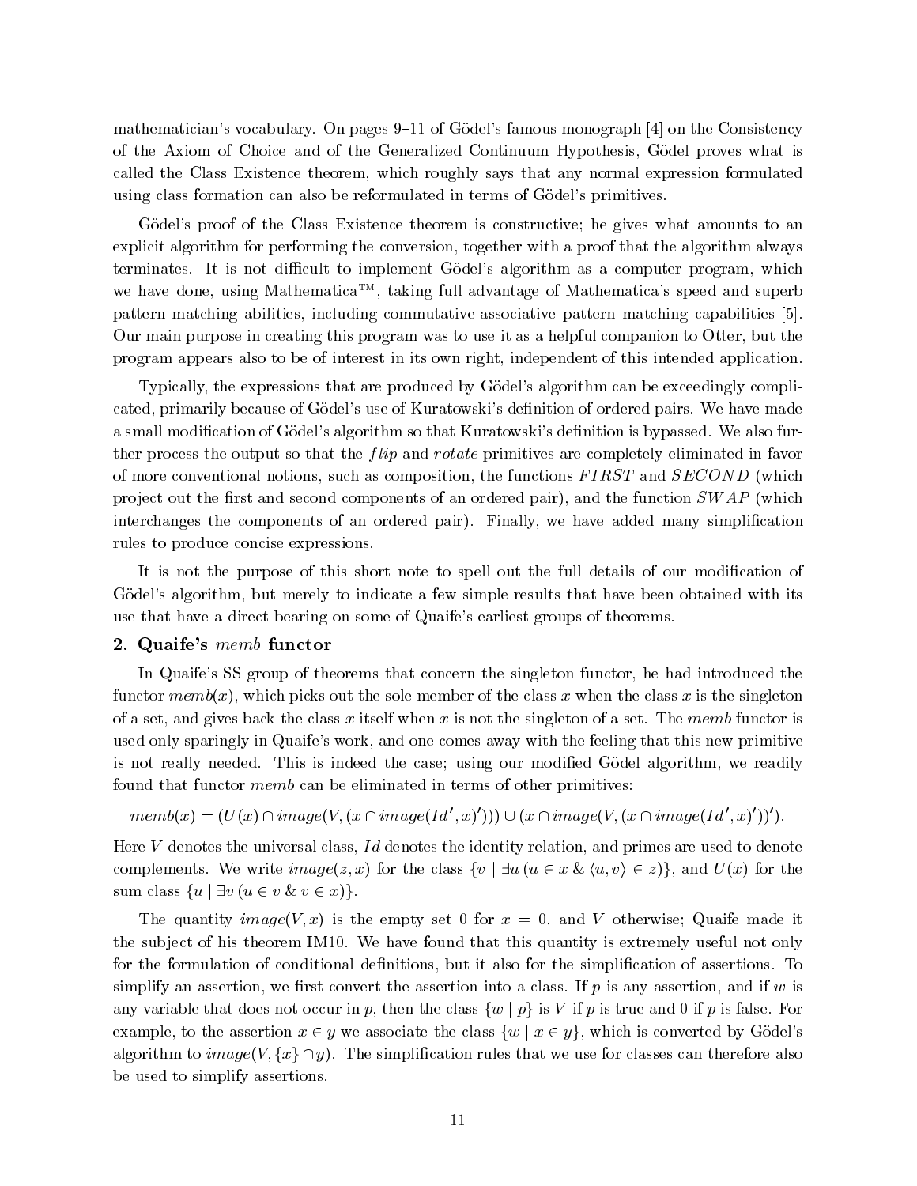mathematician's vocabulary. On pages 9–11 of Gödel's famous monograph [4] on the Consistency of the Axiom of Choice and of the Generalized Continuum Hypothesis, Gödel proves what is called the Class Existence theorem, which roughly says that any normal expression formulated using class formation can also be reformulated in terms of Gödel's primitives.

Gödel's proof of the Class Existence theorem is constructive; he gives what amounts to an explicit algorithm for performing the conversion, together with a proof that the algorithm always terminates. It is not difficult to implement Gödel's algorithm as a computer program, which we have done, using Mathematica™, taking full advantage of Mathematica's speed and superb pattern matching abilities, including commutative-associative pattern matching capabilities [5]. Our main purpose in creating this program was to use it as a helpful companion to Otter, but the program appears also to be of interest in its own right, independent of this intended application.

Typically, the expressions that are produced by Gödel's algorithm can be exceedingly complicated, primarily because of Gödel's use of Kuratowski's definition of ordered pairs. We have made a small modification of Gödel's algorithm so that Kuratowski's definition is bypassed. We also further process the output so that the $flip$ and $rotate$ primitives are completely eliminated in favor of more conventional notions, such as composition, the functions $FIRST$ and $SECOND$ (which project out the first and second components of an ordered pair), and the function $SWAP$ (which interchanges the components of an ordered pair). Finally, we have added many simplification rules to produce concise expressions.

It is not the purpose of this short note to spell out the full details of our modification of Gödel's algorithm, but merely to indicate a few simple results that have been obtained with its use that have a direct bearing on some of Quaife's earliest groups of theorems.

## 2. Quaife's $memb$ functor

In Quaife's SS group of theorems that concern the singleton functor, he had introduced the functor $memb(x)$, which picks out the sole member of the class $x$ when the class $x$ is the singleton of a set, and gives back the class $x$ itself when $x$ is not the singleton of a set. The $memb$ functor is used only sparingly in Quaife's work, and one comes away with the feeling that this new primitive is not really needed. This is indeed the case; using our modified Gödel algorithm, we readily found that functor $memb$ can be eliminated in terms of other primitives:

$$memb(x) = (U(x) \cap image(V, (x \cap image(Id', x)'))) \cup (x \cap image(V, (x \cap image(Id', x)'))').$$

Here $V$ denotes the universal class, $Id$ denotes the identity relation, and primes are used to denote complements. We write $image(z, x)$ for the class $\{v \mid \exists u\, (u \in x \;\&\; \langle u, v \rangle \in z)\}$, and $U(x)$ for the sum class $\{u \mid \exists v\, (u \in v \;\&\; v \in x)\}$.

The quantity $image(V, x)$ is the empty set 0 for $x = 0$, and $V$ otherwise; Quaife made it the subject of his theorem IM10. We have found that this quantity is extremely useful not only for the formulation of conditional definitions, but it also for the simplification of assertions. To simplify an assertion, we first convert the assertion into a class. If $p$ is any assertion, and if $w$ is any variable that does not occur in $p$, then the class $\{w \mid p\}$ is $V$ if $p$ is true and 0 if $p$ is false. For example, to the assertion $x \in y$ we associate the class $\{w \mid x \in y\}$, which is converted by Gödel's algorithm to $image(V, \{x\} \cap y)$. The simplification rules that we use for classes can therefore also be used to simplify assertions.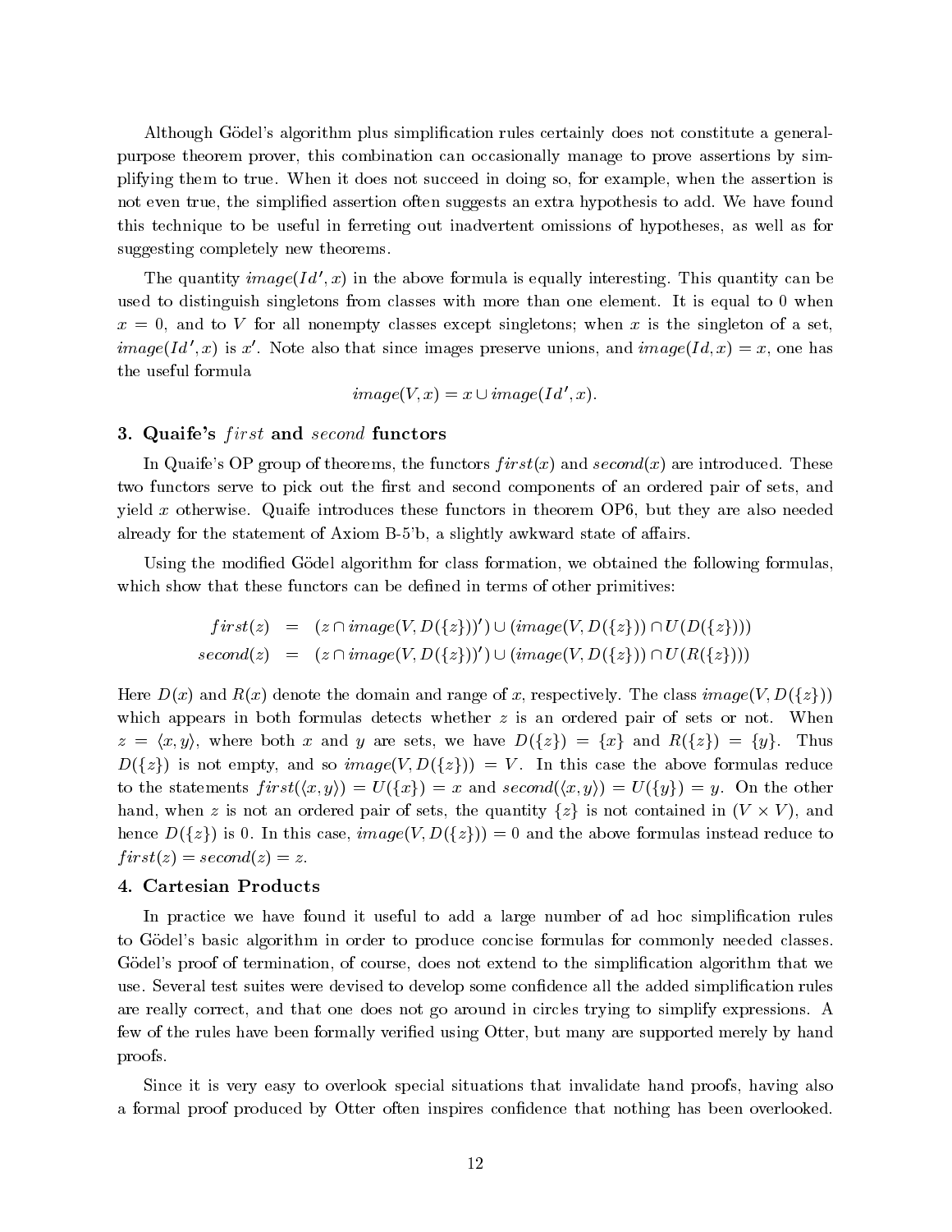Although Gödel's algorithm plus simplification rules certainly does not constitute a general-purpose theorem prover, this combination can occasionally manage to prove assertions by simplifying them to true. When it does not succeed in doing so, for example, when the assertion is not even true, the simplified assertion often suggests an extra hypothesis to add. We have found this technique to be useful in ferreting out inadvertent omissions of hypotheses, as well as for suggesting completely new theorems.

The quantity $image(Id', x)$ in the above formula is equally interesting. This quantity can be used to distinguish singletons from classes with more than one element. It is equal to 0 when $x = 0$, and to $V$ for all nonempty classes except singletons; when $x$ is the singleton of a set, $image(Id', x)$ is $x'$. Note also that since images preserve unions, and $image(Id, x) = x$, one has the useful formula

$$image(V, x) = x \cup image(Id', x).$$

## 3. Quaife's *first* and *second* functors

In Quaife's OP group of theorems, the functors $first(x)$ and $second(x)$ are introduced. These two functors serve to pick out the first and second components of an ordered pair of sets, and yield $x$ otherwise. Quaife introduces these functors in theorem OP6, but they are also needed already for the statement of Axiom B-5'b, a slightly awkward state of affairs.

Using the modified Gödel algorithm for class formation, we obtained the following formulas, which show that these functors can be defined in terms of other primitives:

$$\begin{aligned} first(z) &= (z \cap image(V, D(\{z\}))') \cup (image(V, D(\{z\})) \cap U(D(\{z\}))) \\ second(z) &= (z \cap image(V, D(\{z\}))') \cup (image(V, D(\{z\})) \cap U(R(\{z\}))) \end{aligned}$$

Here $D(x)$ and $R(x)$ denote the domain and range of $x$, respectively. The class $image(V, D(\{z\}))$ which appears in both formulas detects whether $z$ is an ordered pair of sets or not. When $z = \langle x, y \rangle$, where both $x$ and $y$ are sets, we have $D(\{z\}) = \{x\}$ and $R(\{z\}) = \{y\}$. Thus $D(\{z\})$ is not empty, and so $image(V, D(\{z\})) = V$. In this case the above formulas reduce to the statements $first(\langle x, y \rangle) = U(\{x\}) = x$ and $second(\langle x, y \rangle) = U(\{y\}) = y$. On the other hand, when $z$ is not an ordered pair of sets, the quantity $\{z\}$ is not contained in $(V \times V)$, and hence $D(\{z\})$ is 0. In this case, $image(V, D(\{z\})) = 0$ and the above formulas instead reduce to $first(z) = second(z) = z$.

## 4. Cartesian Products

In practice we have found it useful to add a large number of ad hoc simplification rules to Gödel's basic algorithm in order to produce concise formulas for commonly needed classes. Gödel's proof of termination, of course, does not extend to the simplification algorithm that we use. Several test suites were devised to develop some confidence all the added simplification rules are really correct, and that one does not go around in circles trying to simplify expressions. A few of the rules have been formally verified using Otter, but many are supported merely by hand proofs.

Since it is very easy to overlook special situations that invalidate hand proofs, having also a formal proof produced by Otter often inspires confidence that nothing has been overlooked.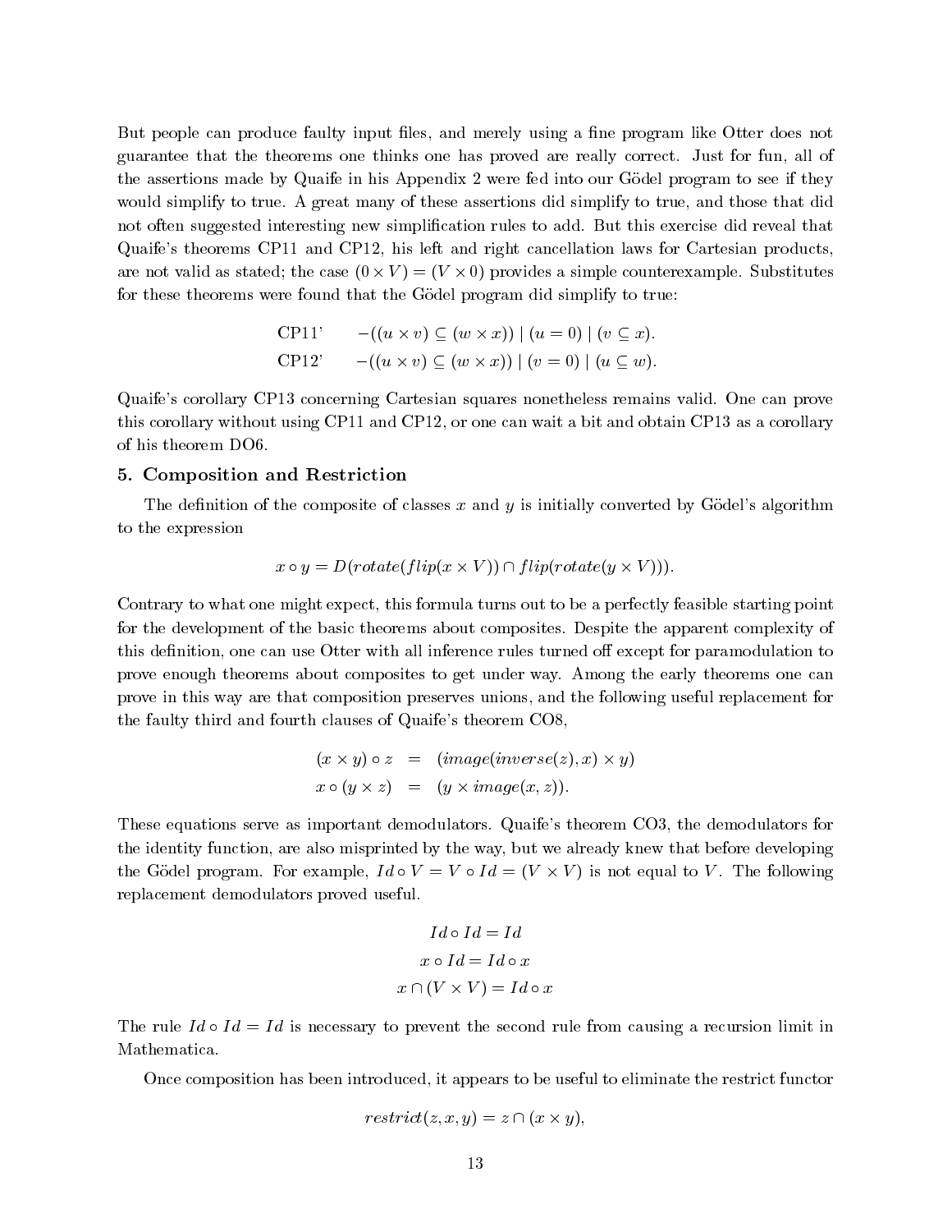But people can produce faulty input files, and merely using a fine program like Otter does not guarantee that the theorems one thinks one has proved are really correct. Just for fun, all of the assertions made by Quaife in his Appendix 2 were fed into our Gödel program to see if they would simplify to true. A great many of these assertions did simplify to true, and those that did not often suggested interesting new simplification rules to add. But this exercise did reveal that Quaife's theorems CP11 and CP12, his left and right cancellation laws for Cartesian products, are not valid as stated; the case $(0 \times V) = (V \times 0)$ provides a simple counterexample. Substitutes for these theorems were found that the Gödel program did simplify to true:

$$\text{CP11'} \qquad -((u \times v) \subseteq (w \times x)) \mid (u = 0) \mid (v \subseteq x).$$

$$\text{CP12'} \qquad -((u \times v) \subseteq (w \times x)) \mid (v = 0) \mid (u \subseteq w).$$

Quaife's corollary CP13 concerning Cartesian squares nonetheless remains valid. One can prove this corollary without using CP11 and CP12, or one can wait a bit and obtain CP13 as a corollary of his theorem DO6.

## 5. Composition and Restriction

The definition of the composite of classes $x$ and $y$ is initially converted by Gödel's algorithm to the expression

$$x \circ y = D(rotate(flip(x \times V)) \cap flip(rotate(y \times V))).$$

Contrary to what one might expect, this formula turns out to be a perfectly feasible starting point for the development of the basic theorems about composites. Despite the apparent complexity of this definition, one can use Otter with all inference rules turned off except for paramodulation to prove enough theorems about composites to get under way. Among the early theorems one can prove in this way are that composition preserves unions, and the following useful replacement for the faulty third and fourth clauses of Quaife's theorem CO8,

$$\begin{aligned} (x \times y) \circ z &= (image(inverse(z), x) \times y) \\ x \circ (y \times z) &= (y \times image(x, z)). \end{aligned}$$

These equations serve as important demodulators. Quaife's theorem CO3, the demodulators for the identity function, are also misprinted by the way, but we already knew that before developing the Gödel program. For example, $Id \circ V = V \circ Id = (V \times V)$ is not equal to $V$. The following replacement demodulators proved useful.

$$Id \circ Id = Id$$

$$x \circ Id = Id \circ x$$

$$x \cap (V \times V) = Id \circ x$$

The rule $Id \circ Id = Id$ is necessary to prevent the second rule from causing a recursion limit in Mathematica.

Once composition has been introduced, it appears to be useful to eliminate the restrict functor

$$restrict(z, x, y) = z \cap (x \times y),$$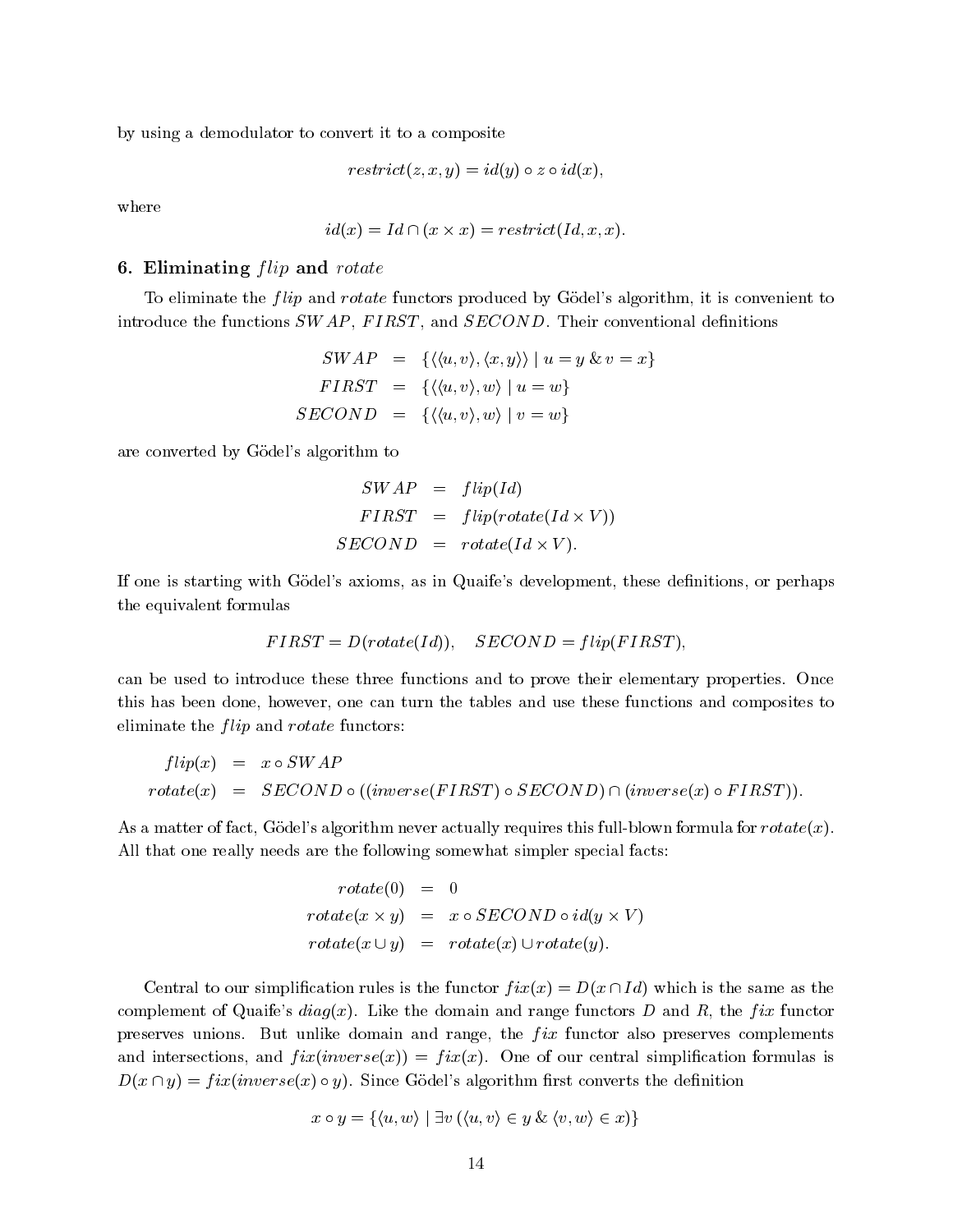by using a demodulator to convert it to a composite

$$restrict(z, x, y) = id(y) \circ z \circ id(x),$$

where

$$id(x) = Id \cap (x \times x) = restrict(Id, x, x).$$

## 6. Eliminating *flip* and *rotate*

To eliminate the *flip* and *rotate* functors produced by Gödel's algorithm, it is convenient to introduce the functions $SWAP$, $FIRST$, and $SECOND$. Their conventional definitions

$$\begin{aligned} SWAP &= \{\langle\langle u, v\rangle, \langle x, y\rangle\rangle \mid u = y \;\&\; v = x\} \\ FIRST &= \{\langle\langle u, v\rangle, w\rangle \mid u = w\} \\ SECOND &= \{\langle\langle u, v\rangle, w\rangle \mid v = w\} \end{aligned}$$

are converted by Gödel's algorithm to

$$\begin{aligned} SWAP &= flip(Id) \\ FIRST &= flip(rotate(Id \times V)) \\ SECOND &= rotate(Id \times V). \end{aligned}$$

If one is starting with Gödel's axioms, as in Quaife's development, these definitions, or perhaps the equivalent formulas

$$FIRST = D(rotate(Id)), \quad SECOND = flip(FIRST),$$

can be used to introduce these three functions and to prove their elementary properties. Once this has been done, however, one can turn the tables and use these functions and composites to eliminate the *flip* and *rotate* functors:

$$\begin{aligned} flip(x) &= x \circ SWAP \\ rotate(x) &= SECOND \circ ((inverse(FIRST) \circ SECOND) \cap (inverse(x) \circ FIRST)). \end{aligned}$$

As a matter of fact, Gödel's algorithm never actually requires this full-blown formula for $rotate(x)$. All that one really needs are the following somewhat simpler special facts:

$$\begin{aligned} rotate(0) &= 0 \\ rotate(x \times y) &= x \circ SECOND \circ id(y \times V) \\ rotate(x \cup y) &= rotate(x) \cup rotate(y). \end{aligned}$$

Central to our simplification rules is the functor $fix(x) = D(x \cap Id)$ which is the same as the complement of Quaife's $diag(x)$. Like the domain and range functors $D$ and $R$, the $fix$ functor preserves unions. But unlike domain and range, the $fix$ functor also preserves complements and intersections, and $fix(inverse(x)) = fix(x)$. One of our central simplification formulas is $D(x \cap y) = fix(inverse(x) \circ y)$. Since Gödel's algorithm first converts the definition

$$x \circ y = \{\langle u, w\rangle \mid \exists v\, (\langle u, v\rangle \in y \;\&\; \langle v, w\rangle \in x)\}$$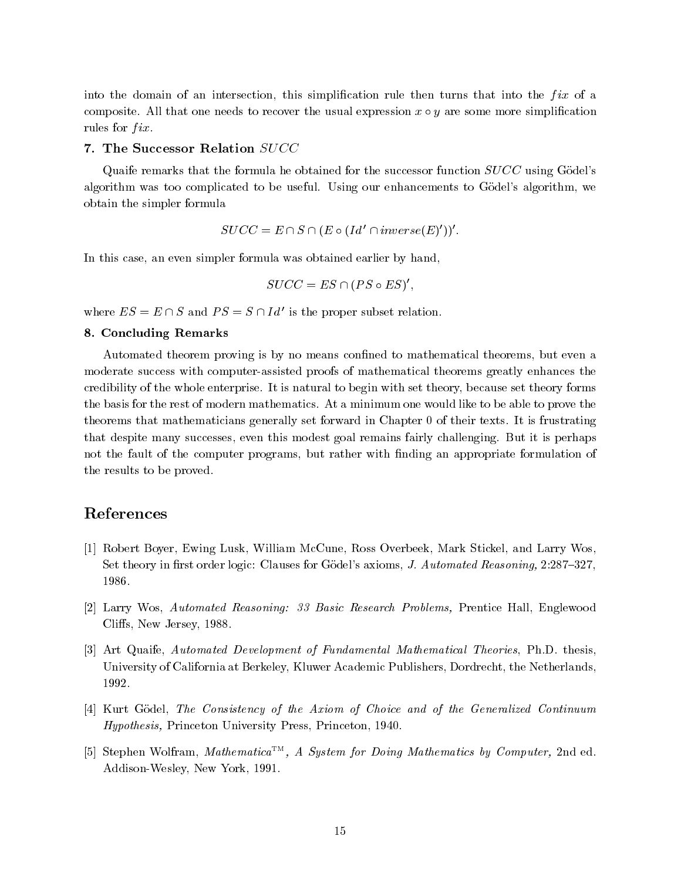into the domain of an intersection, this simplification rule then turns that into the $fix$ of a composite. All that one needs to recover the usual expression $x \circ y$ are some more simplification rules for $fix$.

### 7. The Successor Relation $SUCC$

Quaife remarks that the formula he obtained for the successor function $SUCC$ using Gödel's algorithm was too complicated to be useful. Using our enhancements to Gödel's algorithm, we obtain the simpler formula

$$SUCC = E \cap S \cap (E \circ (Id' \cap inverse(E)'))'.$$

In this case, an even simpler formula was obtained earlier by hand,

$$SUCC = ES \cap (PS \circ ES)',$$

where $ES = E \cap S$ and $PS = S \cap Id'$ is the proper subset relation.

### 8. Concluding Remarks

Automated theorem proving is by no means confined to mathematical theorems, but even a moderate success with computer-assisted proofs of mathematical theorems greatly enhances the credibility of the whole enterprise. It is natural to begin with set theory, because set theory forms the basis for the rest of modern mathematics. At a minimum one would like to be able to prove the theorems that mathematicians generally set forward in Chapter 0 of their texts. It is frustrating that despite many successes, even this modest goal remains fairly challenging. But it is perhaps not the fault of the computer programs, but rather with finding an appropriate formulation of the results to be proved.

## References

[1] Robert Boyer, Ewing Lusk, William McCune, Ross Overbeek, Mark Stickel, and Larry Wos, Set theory in first order logic: Clauses for Gödel's axioms, *J. Automated Reasoning,* 2:287–327, 1986.

[2] Larry Wos, *Automated Reasoning: 33 Basic Research Problems,* Prentice Hall, Englewood Cliffs, New Jersey, 1988.

[3] Art Quaife, *Automated Development of Fundamental Mathematical Theories*, Ph.D. thesis, University of California at Berkeley, Kluwer Academic Publishers, Dordrecht, the Netherlands, 1992.

[4] Kurt Gödel, *The Consistency of the Axiom of Choice and of the Generalized Continuum Hypothesis,* Princeton University Press, Princeton, 1940.

[5] Stephen Wolfram, *Mathematica™, A System for Doing Mathematics by Computer,* 2nd ed. Addison-Wesley, New York, 1991.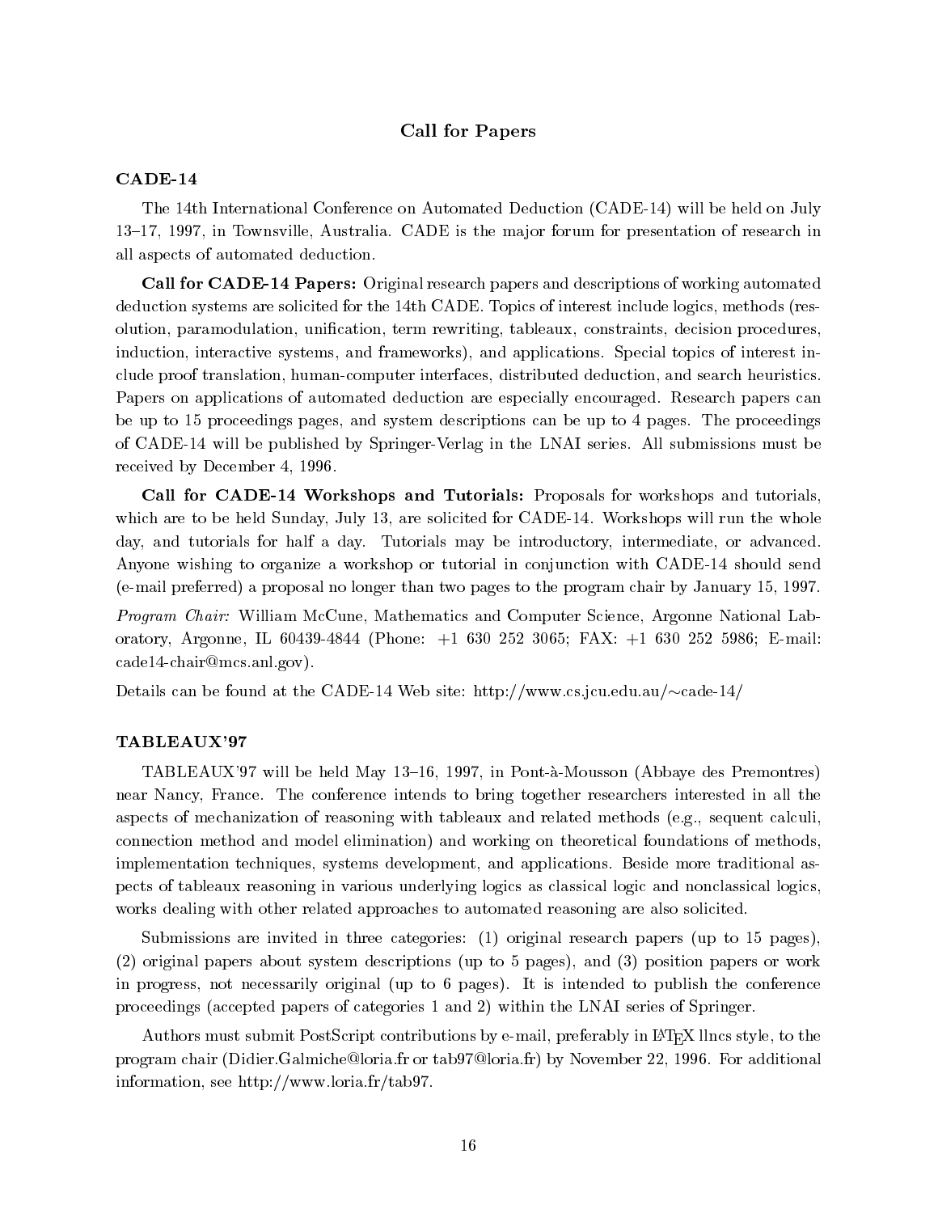## Call for Papers

### CADE-14

The 14th International Conference on Automated Deduction (CADE-14) will be held on July 13–17, 1997, in Townsville, Australia. CADE is the major forum for presentation of research in all aspects of automated deduction.

**Call for CADE-14 Papers:** Original research papers and descriptions of working automated deduction systems are solicited for the 14th CADE. Topics of interest include logics, methods (resolution, paramodulation, unification, term rewriting, tableaux, constraints, decision procedures, induction, interactive systems, and frameworks), and applications. Special topics of interest include proof translation, human-computer interfaces, distributed deduction, and search heuristics. Papers on applications of automated deduction are especially encouraged. Research papers can be up to 15 proceedings pages, and system descriptions can be up to 4 pages. The proceedings of CADE-14 will be published by Springer-Verlag in the LNAI series. All submissions must be received by December 4, 1996.

**Call for CADE-14 Workshops and Tutorials:** Proposals for workshops and tutorials, which are to be held Sunday, July 13, are solicited for CADE-14. Workshops will run the whole day, and tutorials for half a day. Tutorials may be introductory, intermediate, or advanced. Anyone wishing to organize a workshop or tutorial in conjunction with CADE-14 should send (e-mail preferred) a proposal no longer than two pages to the program chair by January 15, 1997.

*Program Chair:* William McCune, Mathematics and Computer Science, Argonne National Laboratory, Argonne, IL 60439-4844 (Phone: +1 630 252 3065; FAX: +1 630 252 5986; E-mail: cade14-chair@mcs.anl.gov).

Details can be found at the CADE-14 Web site: http://www.cs.jcu.edu.au/~cade-14/

### TABLEAUX'97

TABLEAUX'97 will be held May 13–16, 1997, in Pont-à-Mousson (Abbaye des Premontres) near Nancy, France. The conference intends to bring together researchers interested in all the aspects of mechanization of reasoning with tableaux and related methods (e.g., sequent calculi, connection method and model elimination) and working on theoretical foundations of methods, implementation techniques, systems development, and applications. Beside more traditional aspects of tableaux reasoning in various underlying logics as classical logic and nonclassical logics, works dealing with other related approaches to automated reasoning are also solicited.

Submissions are invited in three categories: (1) original research papers (up to 15 pages), (2) original papers about system descriptions (up to 5 pages), and (3) position papers or work in progress, not necessarily original (up to 6 pages). It is intended to publish the conference proceedings (accepted papers of categories 1 and 2) within the LNAI series of Springer.

Authors must submit PostScript contributions by e-mail, preferably in LaTeX llncs style, to the program chair (Didier.Galmiche@loria.fr or tab97@loria.fr) by November 22, 1996. For additional information, see http://www.loria.fr/tab97.